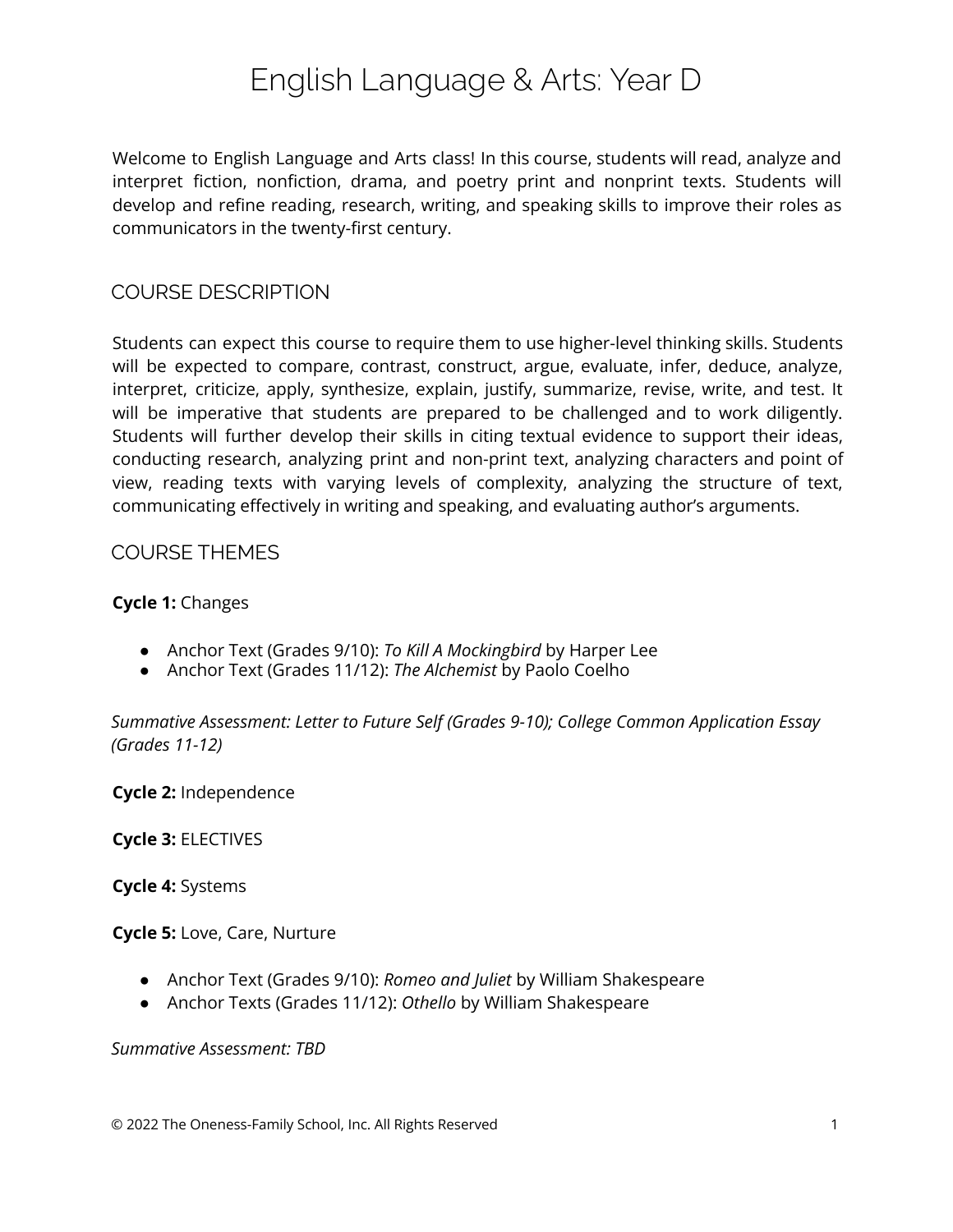# English Language & Arts: Year D

Welcome to English Language and Arts class! In this course, students will read, analyze and interpret fiction, nonfiction, drama, and poetry print and nonprint texts. Students will develop and refine reading, research, writing, and speaking skills to improve their roles as communicators in the twenty-first century.

## COURSE DESCRIPTION

Students can expect this course to require them to use higher-level thinking skills. Students will be expected to compare, contrast, construct, argue, evaluate, infer, deduce, analyze, interpret, criticize, apply, synthesize, explain, justify, summarize, revise, write, and test. It will be imperative that students are prepared to be challenged and to work diligently. Students will further develop their skills in citing textual evidence to support their ideas, conducting research, analyzing print and non-print text, analyzing characters and point of view, reading texts with varying levels of complexity, analyzing the structure of text, communicating effectively in writing and speaking, and evaluating author's arguments.

## COURSE THEMES

**Cycle 1:** Changes

- Anchor Text (Grades 9/10): *To Kill A Mockingbird* by Harper Lee
- Anchor Text (Grades 11/12): *The Alchemist* by Paolo Coelho

*Summative Assessment: Letter to Future Self (Grades 9-10); College Common Application Essay (Grades 11-12)*

**Cycle 2:** Independence

**Cycle 3:** ELECTIVES

**Cycle 4:** Systems

**Cycle 5:** Love, Care, Nurture

- Anchor Text (Grades 9/10): *Romeo and Juliet* by William Shakespeare
- Anchor Texts (Grades 11/12): *Othello* by William Shakespeare

*Summative Assessment: TBD*

© 2022 The Oneness-Family School, Inc. All Rights Reserved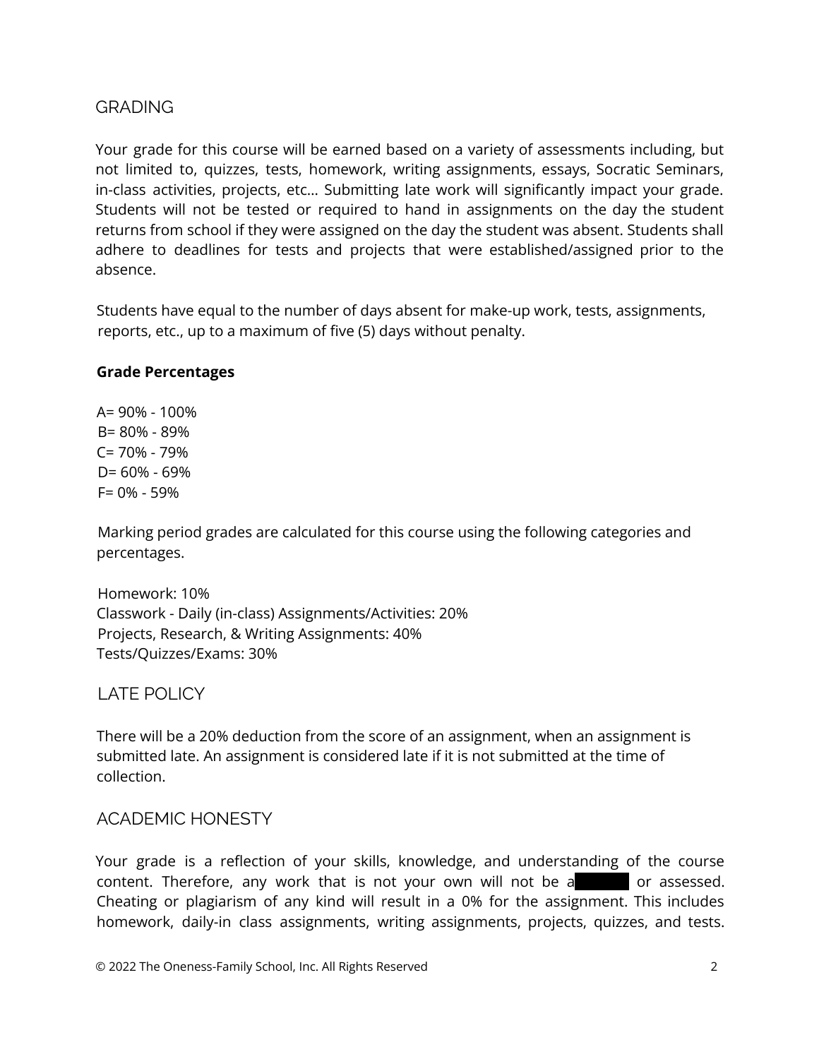## GRADING

Your grade for this course will be earned based on a variety of assessments including, but not limited to, quizzes, tests, homework, writing assignments, essays, Socratic Seminars, in-class activities, projects, etc… Submitting late work will significantly impact your grade. Students will not be tested or required to hand in assignments on the day the student returns from school if they were assigned on the day the student was absent. Students shall adhere to deadlines for tests and projects that were established/assigned prior to the absence.

Students have equal to the number of days absent for make-up work, tests, assignments, reports, etc., up to a maximum of five (5) days without penalty.

**Grade Percentages**

A= 90% - 100%
B= 80% - 89%
C= 70% - 79%
D= 60% - 69%
F= 0% - 59%

Marking period grades are calculated for this course using the following categories and percentages.

Homework: 10%
Classwork - Daily (in-class) Assignments/Activities: 20%
Projects, Research, & Writing Assignments: 40%
Tests/Quizzes/Exams: 30%

## LATE POLICY

There will be a 20% deduction from the score of an assignment, when an assignment is submitted late. An assignment is considered late if it is not submitted at the time of collection.

## ACADEMIC HONESTY

Your grade is a reflection of your skills, knowledge, and understanding of the course content. Therefore, any work that is not your own will not be a[redacted] or assessed. Cheating or plagiarism of any kind will result in a 0% for the assignment. This includes homework, daily-in class assignments, writing assignments, projects, quizzes, and tests.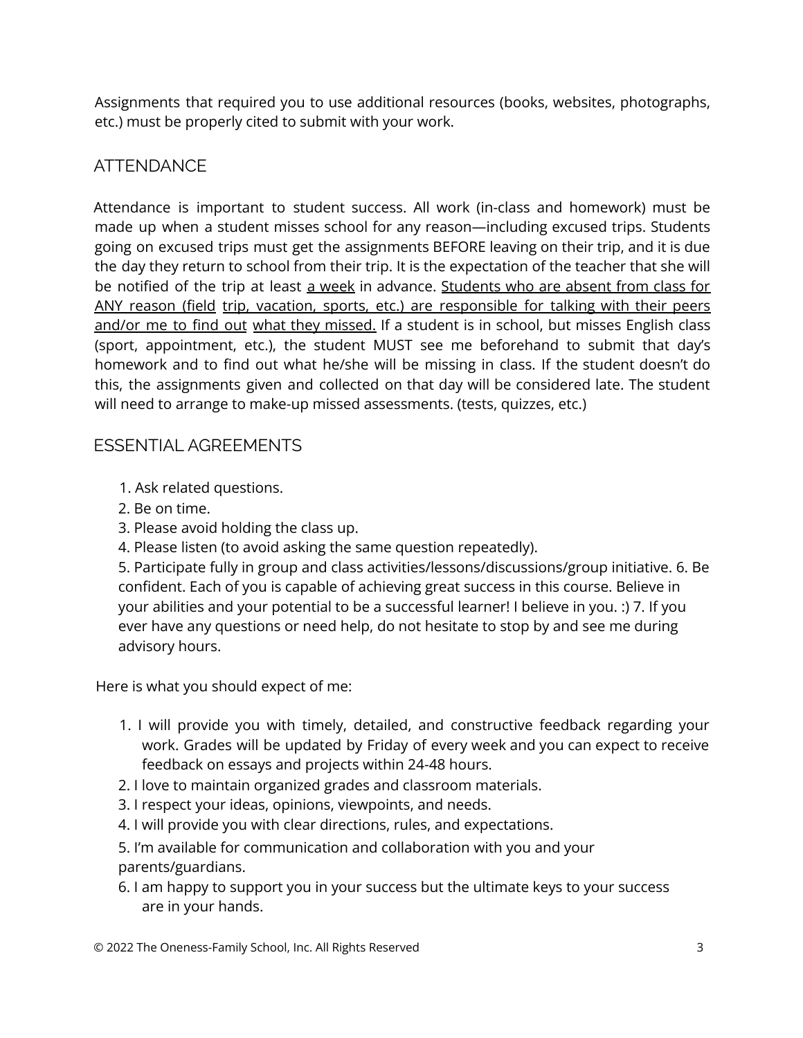Assignments that required you to use additional resources (books, websites, photographs, etc.) must be properly cited to submit with your work.

## ATTENDANCE

Attendance is important to student success. All work (in-class and homework) must be made up when a student misses school for any reason—including excused trips. Students going on excused trips must get the assignments BEFORE leaving on their trip, and it is due the day they return to school from their trip. It is the expectation of the teacher that she will be notified of the trip at least <u>a week</u> in advance. <u>Students who are absent from class for ANY reason (field trip, vacation, sports, etc.) are responsible for talking with their peers and/or me to find out what they missed.</u> If a student is in school, but misses English class (sport, appointment, etc.), the student MUST see me beforehand to submit that day's homework and to find out what he/she will be missing in class. If the student doesn't do this, the assignments given and collected on that day will be considered late. The student will need to arrange to make-up missed assessments. (tests, quizzes, etc.)

## ESSENTIAL AGREEMENTS

1. Ask related questions.
2. Be on time.
3. Please avoid holding the class up.
4. Please listen (to avoid asking the same question repeatedly).
5. Participate fully in group and class activities/lessons/discussions/group initiative.
6. Be confident. Each of you is capable of achieving great success in this course. Believe in your abilities and your potential to be a successful learner! I believe in you. :)
7. If you ever have any questions or need help, do not hesitate to stop by and see me during advisory hours.

Here is what you should expect of me:

1. I will provide you with timely, detailed, and constructive feedback regarding your work. Grades will be updated by Friday of every week and you can expect to receive feedback on essays and projects within 24-48 hours.
2. I love to maintain organized grades and classroom materials.
3. I respect your ideas, opinions, viewpoints, and needs.
4. I will provide you with clear directions, rules, and expectations.
5. I'm available for communication and collaboration with you and your parents/guardians.
6. I am happy to support you in your success but the ultimate keys to your success are in your hands.

© 2022 The Oneness-Family School, Inc. All Rights Reserved